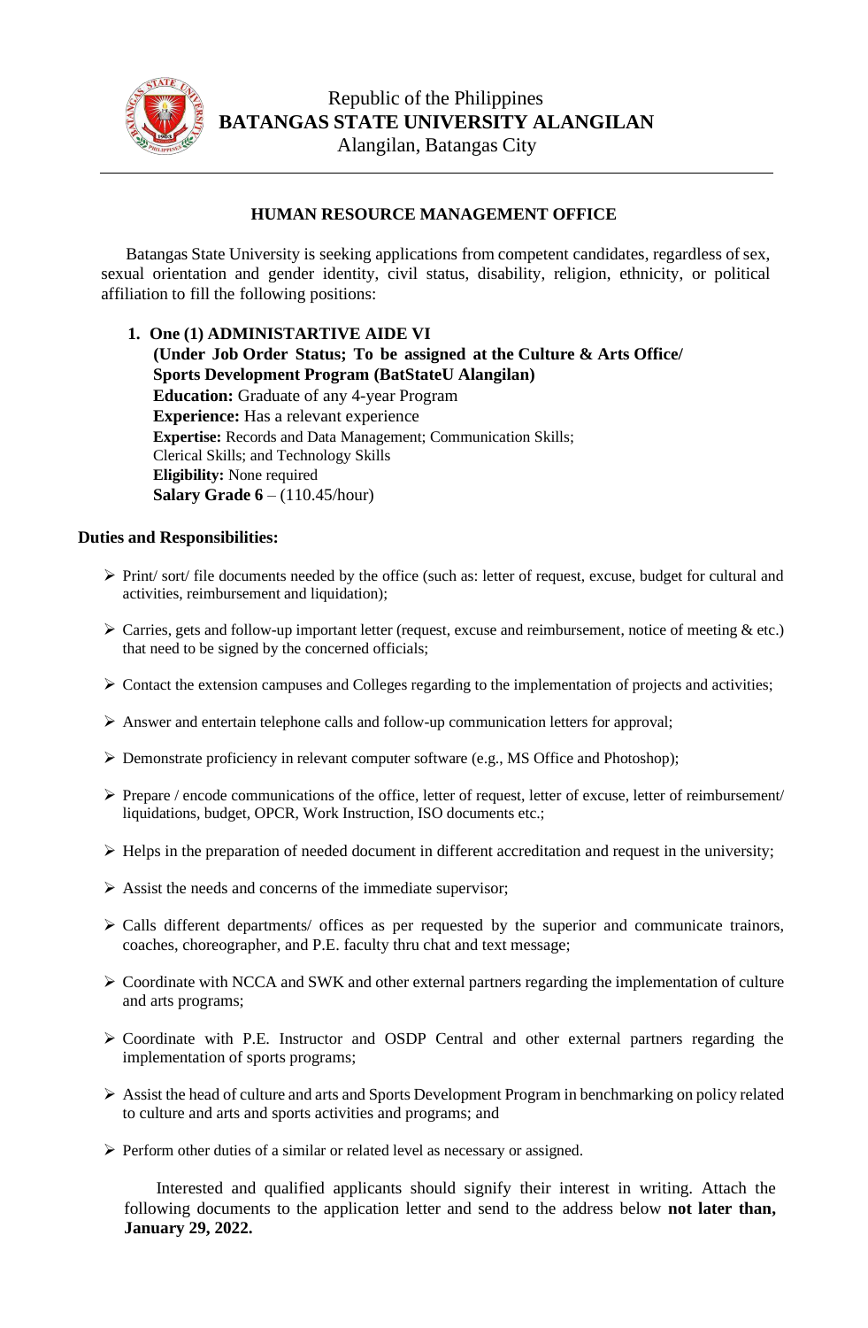Republic of the Philippines
**BATANGAS STATE UNIVERSITY ALANGILAN**
Alangilan, Batangas City

---

## HUMAN RESOURCE MANAGEMENT OFFICE

Batangas State University is seeking applications from competent candidates, regardless of sex, sexual orientation and gender identity, civil status, disability, religion, ethnicity, or political affiliation to fill the following positions:

1. **One (1) ADMINISTARTIVE AIDE VI**
   **(Under Job Order Status; To be assigned at the Culture & Arts Office/ Sports Development Program (BatStateU Alangilan)**
   **Education:** Graduate of any 4-year Program
   **Experience:** Has a relevant experience
   **Expertise:** Records and Data Management; Communication Skills; Clerical Skills; and Technology Skills
   **Eligibility:** None required
   **Salary Grade 6** – (110.45/hour)

**Duties and Responsibilities:**

- Print/ sort/ file documents needed by the office (such as: letter of request, excuse, budget for cultural and activities, reimbursement and liquidation);
- Carries, gets and follow-up important letter (request, excuse and reimbursement, notice of meeting & etc.) that need to be signed by the concerned officials;
- Contact the extension campuses and Colleges regarding to the implementation of projects and activities;
- Answer and entertain telephone calls and follow-up communication letters for approval;
- Demonstrate proficiency in relevant computer software (e.g., MS Office and Photoshop);
- Prepare / encode communications of the office, letter of request, letter of excuse, letter of reimbursement/ liquidations, budget, OPCR, Work Instruction, ISO documents etc.;
- Helps in the preparation of needed document in different accreditation and request in the university;
- Assist the needs and concerns of the immediate supervisor;
- Calls different departments/ offices as per requested by the superior and communicate trainors, coaches, choreographer, and P.E. faculty thru chat and text message;
- Coordinate with NCCA and SWK and other external partners regarding the implementation of culture and arts programs;
- Coordinate with P.E. Instructor and OSDP Central and other external partners regarding the implementation of sports programs;
- Assist the head of culture and arts and Sports Development Program in benchmarking on policy related to culture and arts and sports activities and programs; and
- Perform other duties of a similar or related level as necessary or assigned.

Interested and qualified applicants should signify their interest in writing. Attach the following documents to the application letter and send to the address below **not later than, January 29, 2022.**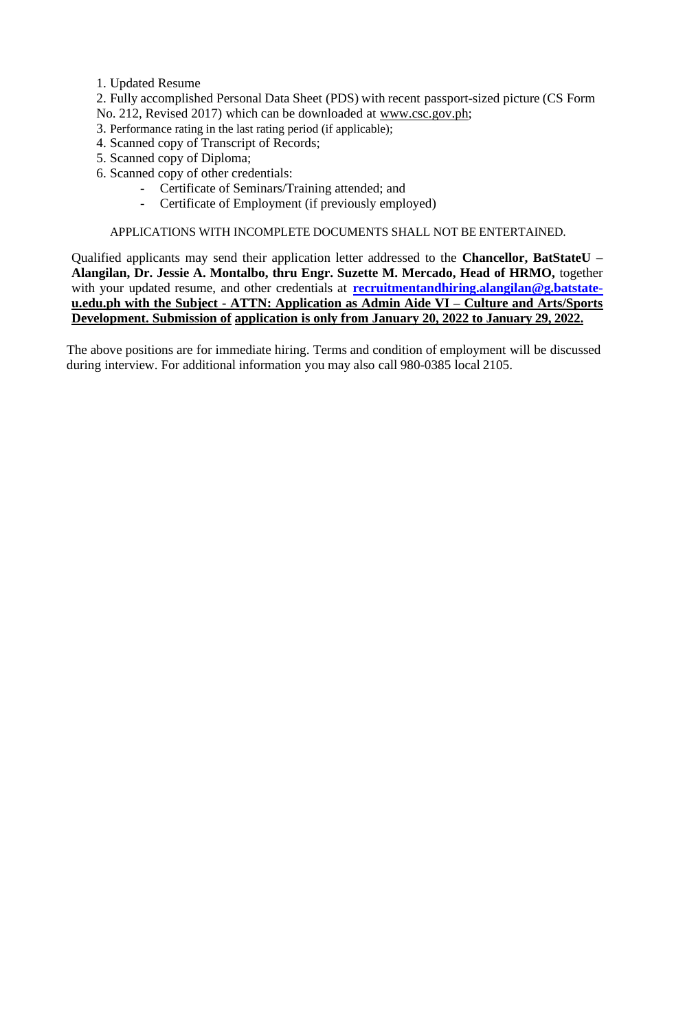1. Updated Resume
2. Fully accomplished Personal Data Sheet (PDS) with recent passport-sized picture (CS Form No. 212, Revised 2017) which can be downloaded at www.csc.gov.ph;
3. Performance rating in the last rating period (if applicable);
4. Scanned copy of Transcript of Records;
5. Scanned copy of Diploma;
6. Scanned copy of other credentials:
   - Certificate of Seminars/Training attended; and
   - Certificate of Employment (if previously employed)

APPLICATIONS WITH INCOMPLETE DOCUMENTS SHALL NOT BE ENTERTAINED.

Qualified applicants may send their application letter addressed to the **Chancellor, BatStateU – Alangilan, Dr. Jessie A. Montalbo, thru Engr. Suzette M. Mercado, Head of HRMO,** together with your updated resume, and other credentials at **recruitmentandhiring.alangilan@g.batstate-u.edu.ph with the Subject - ATTN: Application as Admin Aide VI – Culture and Arts/Sports Development. Submission of application is only from January 20, 2022 to January 29, 2022.**

The above positions are for immediate hiring. Terms and condition of employment will be discussed during interview. For additional information you may also call 980-0385 local 2105.